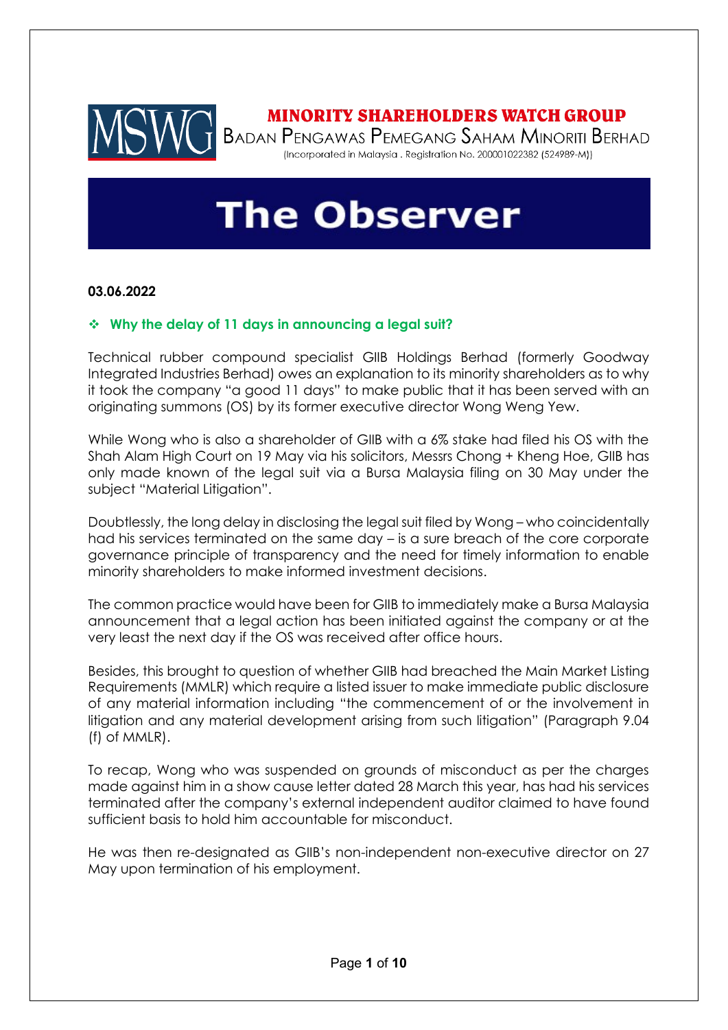MINORITY SHAREHOLDERS WATCH GROUP

BADAN PENGAWAS PEMEGANG SAHAM MINORITI BERHAD

(Incorporated in Malaysia . Registration No. 200001022382 (524989-M))

# The Observer

**03.06.2022**

## ❖ Why the delay of 11 days in announcing a legal suit?

Technical rubber compound specialist GIIB Holdings Berhad (formerly Goodway Integrated Industries Berhad) owes an explanation to its minority shareholders as to why it took the company "a good 11 days" to make public that it has been served with an originating summons (OS) by its former executive director Wong Weng Yew.

While Wong who is also a shareholder of GIIB with a 6% stake had filed his OS with the Shah Alam High Court on 19 May via his solicitors, Messrs Chong + Kheng Hoe, GIIB has only made known of the legal suit via a Bursa Malaysia filing on 30 May under the subject "Material Litigation".

Doubtlessly, the long delay in disclosing the legal suit filed by Wong – who coincidentally had his services terminated on the same day – is a sure breach of the core corporate governance principle of transparency and the need for timely information to enable minority shareholders to make informed investment decisions.

The common practice would have been for GIIB to immediately make a Bursa Malaysia announcement that a legal action has been initiated against the company or at the very least the next day if the OS was received after office hours.

Besides, this brought to question of whether GIIB had breached the Main Market Listing Requirements (MMLR) which require a listed issuer to make immediate public disclosure of any material information including "the commencement of or the involvement in litigation and any material development arising from such litigation" (Paragraph 9.04 (f) of MMLR).

To recap, Wong who was suspended on grounds of misconduct as per the charges made against him in a show cause letter dated 28 March this year, has had his services terminated after the company's external independent auditor claimed to have found sufficient basis to hold him accountable for misconduct.

He was then re-designated as GIIB's non-independent non-executive director on 27 May upon termination of his employment.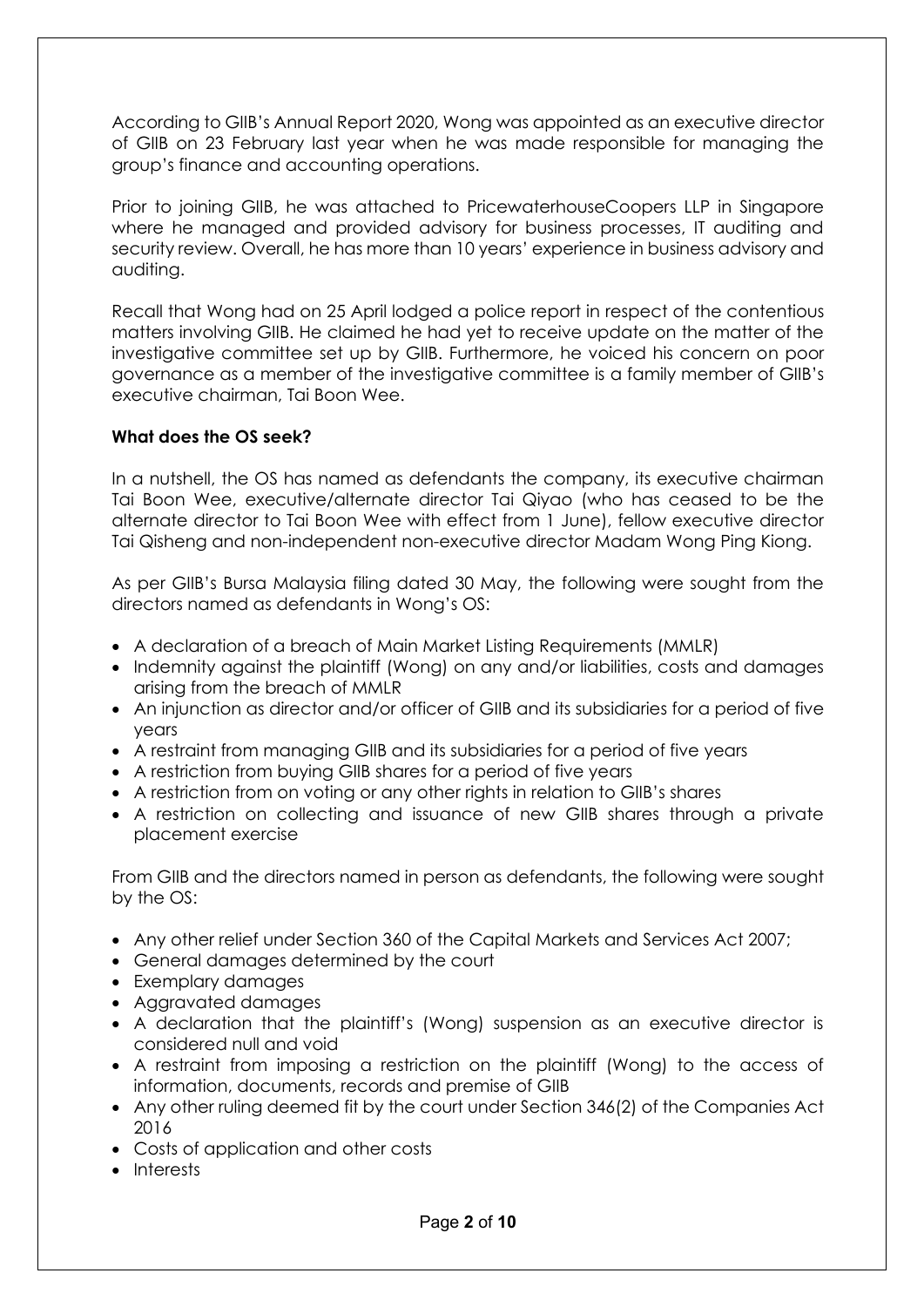According to GIIB's Annual Report 2020, Wong was appointed as an executive director of GIIB on 23 February last year when he was made responsible for managing the group's finance and accounting operations.

Prior to joining GIIB, he was attached to PricewaterhouseCoopers LLP in Singapore where he managed and provided advisory for business processes, IT auditing and security review. Overall, he has more than 10 years' experience in business advisory and auditing.

Recall that Wong had on 25 April lodged a police report in respect of the contentious matters involving GIIB. He claimed he had yet to receive update on the matter of the investigative committee set up by GIIB. Furthermore, he voiced his concern on poor governance as a member of the investigative committee is a family member of GIIB's executive chairman, Tai Boon Wee.

**What does the OS seek?**

In a nutshell, the OS has named as defendants the company, its executive chairman Tai Boon Wee, executive/alternate director Tai Qiyao (who has ceased to be the alternate director to Tai Boon Wee with effect from 1 June), fellow executive director Tai Qisheng and non-independent non-executive director Madam Wong Ping Kiong.

As per GIIB's Bursa Malaysia filing dated 30 May, the following were sought from the directors named as defendants in Wong's OS:

- A declaration of a breach of Main Market Listing Requirements (MMLR)
- Indemnity against the plaintiff (Wong) on any and/or liabilities, costs and damages arising from the breach of MMLR
- An injunction as director and/or officer of GIIB and its subsidiaries for a period of five years
- A restraint from managing GIIB and its subsidiaries for a period of five years
- A restriction from buying GIIB shares for a period of five years
- A restriction from on voting or any other rights in relation to GIIB's shares
- A restriction on collecting and issuance of new GIIB shares through a private placement exercise

From GIIB and the directors named in person as defendants, the following were sought by the OS:

- Any other relief under Section 360 of the Capital Markets and Services Act 2007;
- General damages determined by the court
- Exemplary damages
- Aggravated damages
- A declaration that the plaintiff's (Wong) suspension as an executive director is considered null and void
- A restraint from imposing a restriction on the plaintiff (Wong) to the access of information, documents, records and premise of GIIB
- Any other ruling deemed fit by the court under Section 346(2) of the Companies Act 2016
- Costs of application and other costs
- Interests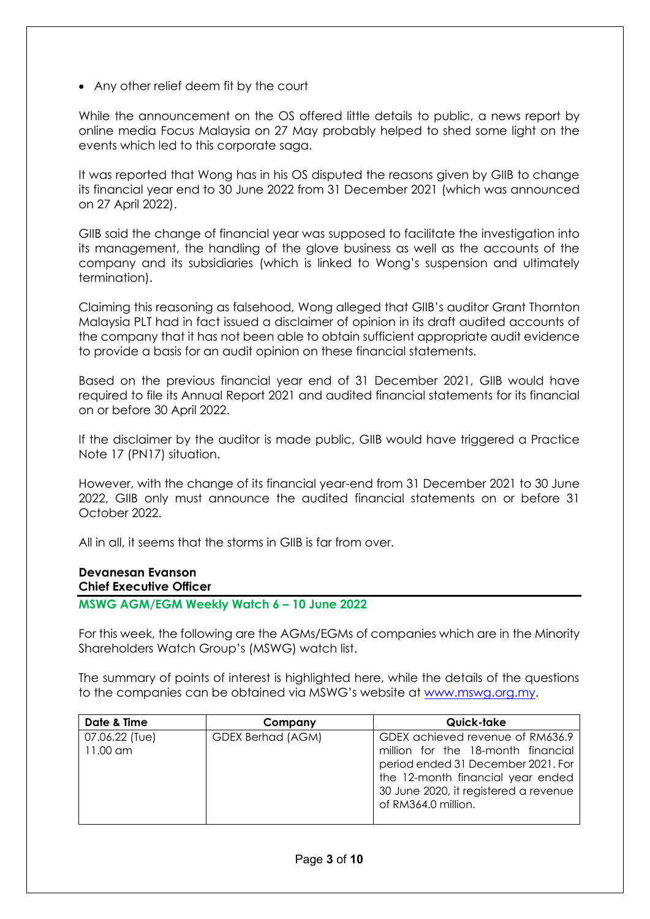- Any other relief deem fit by the court

While the announcement on the OS offered little details to public, a news report by online media Focus Malaysia on 27 May probably helped to shed some light on the events which led to this corporate saga.

It was reported that Wong has in his OS disputed the reasons given by GIIB to change its financial year end to 30 June 2022 from 31 December 2021 (which was announced on 27 April 2022).

GIIB said the change of financial year was supposed to facilitate the investigation into its management, the handling of the glove business as well as the accounts of the company and its subsidiaries (which is linked to Wong's suspension and ultimately termination).

Claiming this reasoning as falsehood, Wong alleged that GIIB's auditor Grant Thornton Malaysia PLT had in fact issued a disclaimer of opinion in its draft audited accounts of the company that it has not been able to obtain sufficient appropriate audit evidence to provide a basis for an audit opinion on these financial statements.

Based on the previous financial year end of 31 December 2021, GIIB would have required to file its Annual Report 2021 and audited financial statements for its financial on or before 30 April 2022.

If the disclaimer by the auditor is made public, GIIB would have triggered a Practice Note 17 (PN17) situation.

However, with the change of its financial year-end from 31 December 2021 to 30 June 2022, GIIB only must announce the audited financial statements on or before 31 October 2022.

All in all, it seems that the storms in GIIB is far from over.

**Devanesan Evanson**
**Chief Executive Officer**

## MSWG AGM/EGM Weekly Watch 6 – 10 June 2022

For this week, the following are the AGMs/EGMs of companies which are in the Minority Shareholders Watch Group's (MSWG) watch list.

The summary of points of interest is highlighted here, while the details of the questions to the companies can be obtained via MSWG's website at www.mswg.org.my.

| Date & Time | Company | Quick-take |
|---|---|---|
| 07.06.22 (Tue) 11.00 am | GDEX Berhad (AGM) | GDEX achieved revenue of RM636.9 million for the 18-month financial period ended 31 December 2021. For the 12-month financial year ended 30 June 2020, it registered a revenue of RM364.0 million. |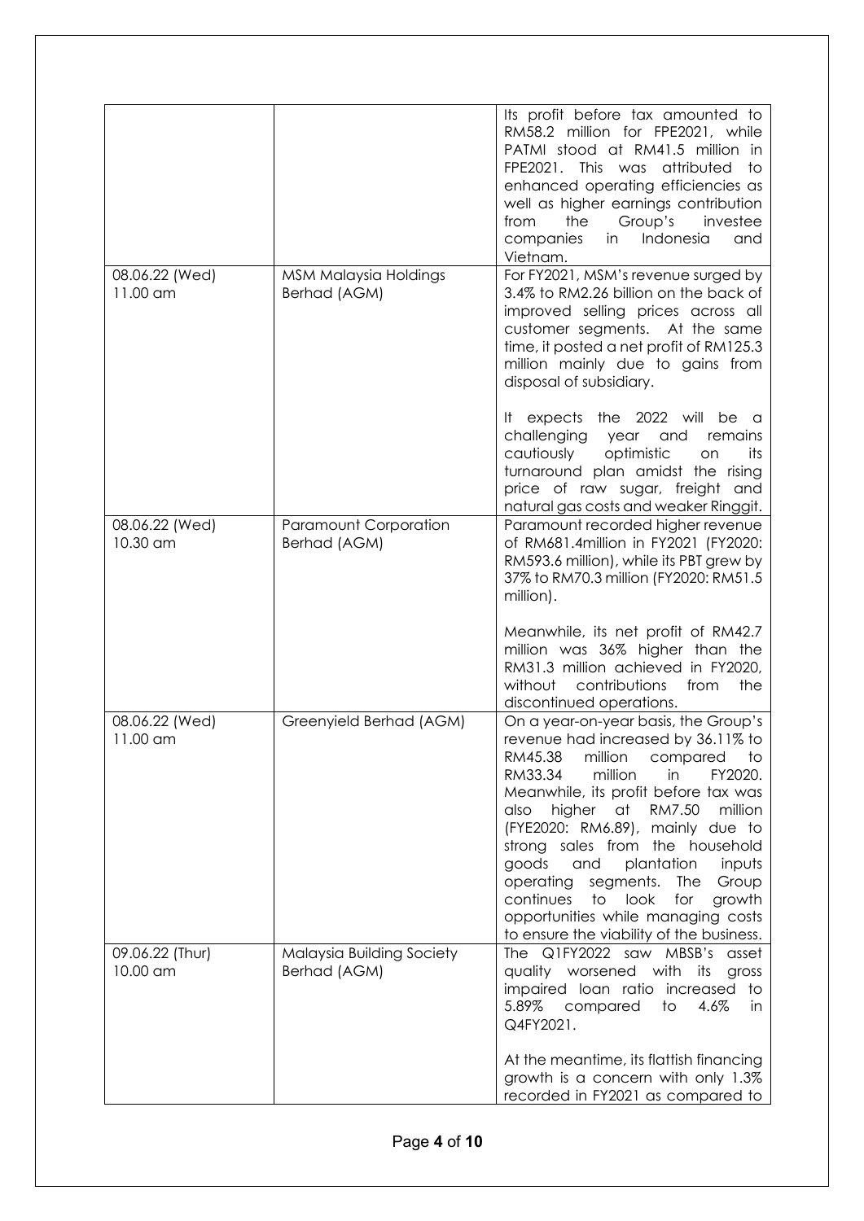| | | |
|---|---|---|
| | | Its profit before tax amounted to RM58.2 million for FPE2021, while PATMI stood at RM41.5 million in FPE2021. This was attributed to enhanced operating efficiencies as well as higher earnings contribution from the Group's investee companies in Indonesia and Vietnam. |
| 08.06.22 (Wed) 11.00 am | MSM Malaysia Holdings Berhad (AGM) | For FY2021, MSM's revenue surged by 3.4% to RM2.26 billion on the back of improved selling prices across all customer segments. At the same time, it posted a net profit of RM125.3 million mainly due to gains from disposal of subsidiary.<br><br>It expects the 2022 will be a challenging year and remains cautiously optimistic on its turnaround plan amidst the rising price of raw sugar, freight and natural gas costs and weaker Ringgit. |
| 08.06.22 (Wed) 10.30 am | Paramount Corporation Berhad (AGM) | Paramount recorded higher revenue of RM681.4million in FY2021 (FY2020: RM593.6 million), while its PBT grew by 37% to RM70.3 million (FY2020: RM51.5 million).<br><br>Meanwhile, its net profit of RM42.7 million was 36% higher than the RM31.3 million achieved in FY2020, without contributions from the discontinued operations. |
| 08.06.22 (Wed) 11.00 am | Greenyield Berhad (AGM) | On a year-on-year basis, the Group's revenue had increased by 36.11% to RM45.38 million compared to RM33.34 million in FY2020. Meanwhile, its profit before tax was also higher at RM7.50 million (FYE2020: RM6.89), mainly due to strong sales from the household goods and plantation inputs operating segments. The Group continues to look for growth opportunities while managing costs to ensure the viability of the business. |
| 09.06.22 (Thur) 10.00 am | Malaysia Building Society Berhad (AGM) | The Q1FY2022 saw MBSB's asset quality worsened with its gross impaired loan ratio increased to 5.89% compared to 4.6% in Q4FY2021.<br><br>At the meantime, its flattish financing growth is a concern with only 1.3% recorded in FY2021 as compared to |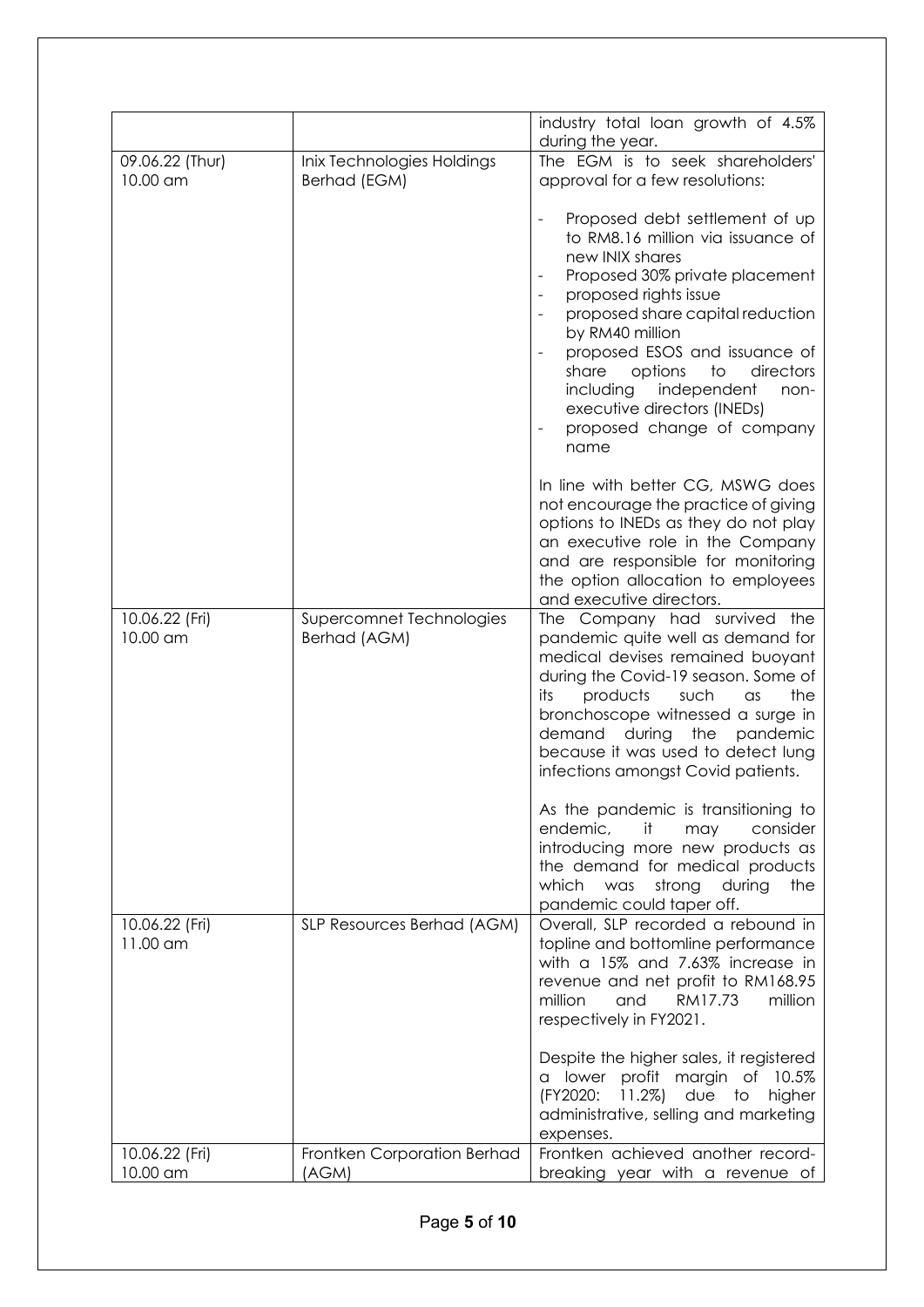| | | |
|---|---|---|
| | | industry total loan growth of 4.5% during the year. |
| 09.06.22 (Thur) 10.00 am | Inix Technologies Holdings Berhad (EGM) | The EGM is to seek shareholders' approval for a few resolutions:<br><br>- Proposed debt settlement of up to RM8.16 million via issuance of new INIX shares<br>- Proposed 30% private placement<br>- proposed rights issue<br>- proposed share capital reduction by RM40 million<br>- proposed ESOS and issuance of share options to directors including independent non-executive directors (INEDs)<br>- proposed change of company name<br><br>In line with better CG, MSWG does not encourage the practice of giving options to INEDs as they do not play an executive role in the Company and are responsible for monitoring the option allocation to employees and executive directors. |
| 10.06.22 (Fri) 10.00 am | Supercomnet Technologies Berhad (AGM) | The Company had survived the pandemic quite well as demand for medical devises remained buoyant during the Covid-19 season. Some of its products such as the bronchoscope witnessed a surge in demand during the pandemic because it was used to detect lung infections amongst Covid patients.<br><br>As the pandemic is transitioning to endemic, it may consider introducing more new products as the demand for medical products which was strong during the pandemic could taper off. |
| 10.06.22 (Fri) 11.00 am | SLP Resources Berhad (AGM) | Overall, SLP recorded a rebound in topline and bottomline performance with a 15% and 7.63% increase in revenue and net profit to RM168.95 million and RM17.73 million respectively in FY2021.<br><br>Despite the higher sales, it registered a lower profit margin of 10.5% (FY2020: 11.2%) due to higher administrative, selling and marketing expenses. |
| 10.06.22 (Fri) 10.00 am | Frontken Corporation Berhad (AGM) | Frontken achieved another record-breaking year with a revenue of |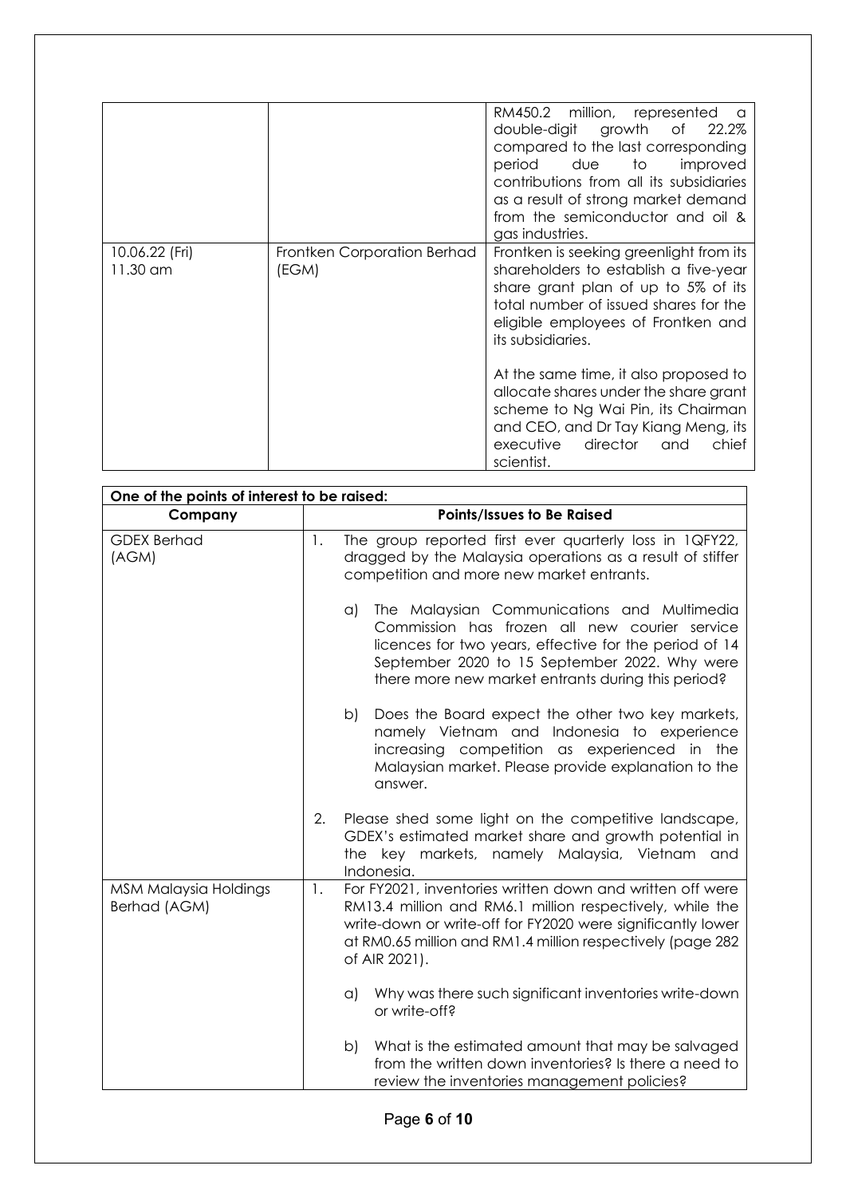|  |  |  |
|---|---|---|
|  |  | RM450.2 million, represented a double-digit growth of 22.2% compared to the last corresponding period due to improved contributions from all its subsidiaries as a result of strong market demand from the semiconductor and oil & gas industries. |
| 10.06.22 (Fri) 11.30 am | Frontken Corporation Berhad (EGM) | Frontken is seeking greenlight from its shareholders to establish a five-year share grant plan of up to 5% of its total number of issued shares for the eligible employees of Frontken and its subsidiaries.<br><br>At the same time, it also proposed to allocate shares under the share grant scheme to Ng Wai Pin, its Chairman and CEO, and Dr Tay Kiang Meng, its executive director and chief scientist. |

| **One of the points of interest to be raised:** | |
|---|---|
| **Company** | **Points/Issues to Be Raised** |
| GDEX Berhad (AGM) | 1. The group reported first ever quarterly loss in 1QFY22, dragged by the Malaysia operations as a result of stiffer competition and more new market entrants.<br><br>a) The Malaysian Communications and Multimedia Commission has frozen all new courier service licences for two years, effective for the period of 14 September 2020 to 15 September 2022. Why were there more new market entrants during this period?<br><br>b) Does the Board expect the other two key markets, namely Vietnam and Indonesia to experience increasing competition as experienced in the Malaysian market. Please provide explanation to the answer.<br><br>2. Please shed some light on the competitive landscape, GDEX's estimated market share and growth potential in the key markets, namely Malaysia, Vietnam and Indonesia. |
| MSM Malaysia Holdings Berhad (AGM) | 1. For FY2021, inventories written down and written off were RM13.4 million and RM6.1 million respectively, while the write-down or write-off for FY2020 were significantly lower at RM0.65 million and RM1.4 million respectively (page 282 of AIR 2021).<br><br>a) Why was there such significant inventories write-down or write-off?<br><br>b) What is the estimated amount that may be salvaged from the written down inventories? Is there a need to review the inventories management policies? |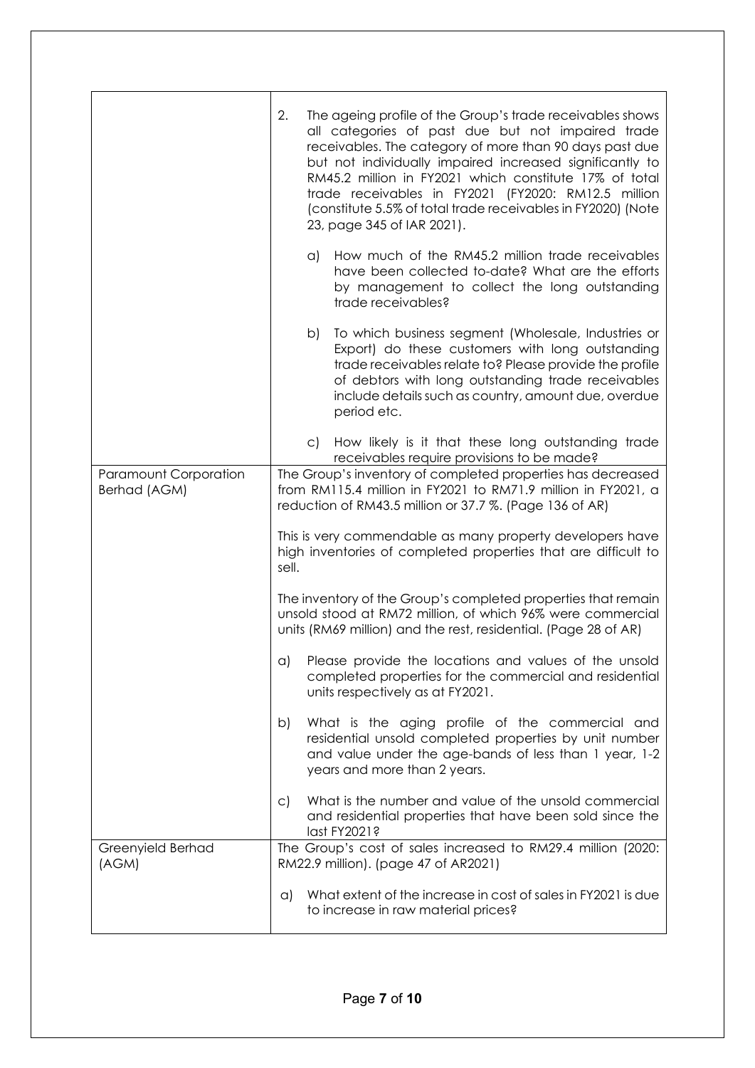| | |
|---|---|
| | 2. The ageing profile of the Group's trade receivables shows all categories of past due but not impaired trade receivables. The category of more than 90 days past due but not individually impaired increased significantly to RM45.2 million in FY2021 which constitute 17% of total trade receivables in FY2021 (FY2020: RM12.5 million (constitute 5.5% of total trade receivables in FY2020) (Note 23, page 345 of IAR 2021).<br><br>a) How much of the RM45.2 million trade receivables have been collected to-date? What are the efforts by management to collect the long outstanding trade receivables?<br><br>b) To which business segment (Wholesale, Industries or Export) do these customers with long outstanding trade receivables relate to? Please provide the profile of debtors with long outstanding trade receivables include details such as country, amount due, overdue period etc.<br><br>c) How likely is it that these long outstanding trade receivables require provisions to be made? |
| Paramount Corporation Berhad (AGM) | The Group's inventory of completed properties has decreased from RM115.4 million in FY2021 to RM71.9 million in FY2021, a reduction of RM43.5 million or 37.7 %. (Page 136 of AR)<br><br>This is very commendable as many property developers have high inventories of completed properties that are difficult to sell.<br><br>The inventory of the Group's completed properties that remain unsold stood at RM72 million, of which 96% were commercial units (RM69 million) and the rest, residential. (Page 28 of AR)<br><br>a) Please provide the locations and values of the unsold completed properties for the commercial and residential units respectively as at FY2021.<br><br>b) What is the aging profile of the commercial and residential unsold completed properties by unit number and value under the age-bands of less than 1 year, 1-2 years and more than 2 years.<br><br>c) What is the number and value of the unsold commercial and residential properties that have been sold since the last FY2021? |
| Greenyield Berhad (AGM) | The Group's cost of sales increased to RM29.4 million (2020: RM22.9 million). (page 47 of AR2021)<br><br>a) What extent of the increase in cost of sales in FY2021 is due to increase in raw material prices? |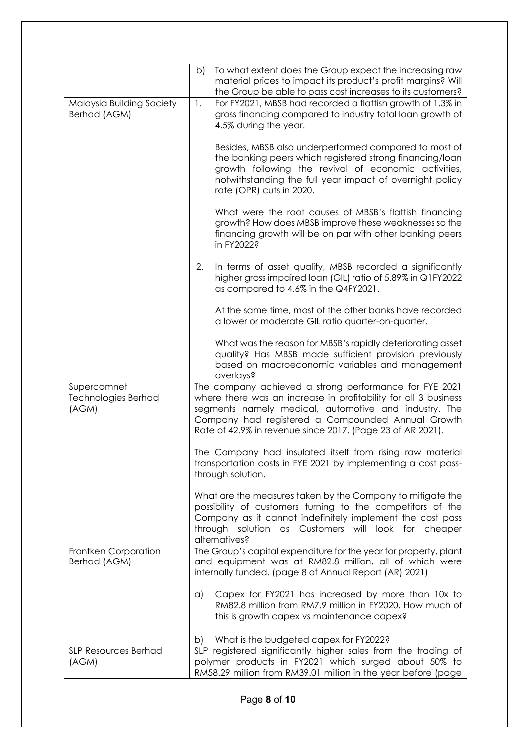| | |
|---|---|
| | b) To what extent does the Group expect the increasing raw material prices to impact its product's profit margins? Will the Group be able to pass cost increases to its customers? |
| Malaysia Building Society Berhad (AGM) | 1. For FY2021, MBSB had recorded a flattish growth of 1.3% in gross financing compared to industry total loan growth of 4.5% during the year.<br><br>Besides, MBSB also underperformed compared to most of the banking peers which registered strong financing/loan growth following the revival of economic activities, notwithstanding the full year impact of overnight policy rate (OPR) cuts in 2020.<br><br>What were the root causes of MBSB's flattish financing growth? How does MBSB improve these weaknesses so the financing growth will be on par with other banking peers in FY2022?<br><br>2. In terms of asset quality, MBSB recorded a significantly higher gross impaired loan (GIL) ratio of 5.89% in Q1FY2022 as compared to 4.6% in the Q4FY2021.<br><br>At the same time, most of the other banks have recorded a lower or moderate GIL ratio quarter-on-quarter.<br><br>What was the reason for MBSB's rapidly deteriorating asset quality? Has MBSB made sufficient provision previously based on macroeconomic variables and management overlays? |
| Supercomnet Technologies Berhad (AGM) | The company achieved a strong performance for FYE 2021 where there was an increase in profitability for all 3 business segments namely medical, automotive and industry. The Company had registered a Compounded Annual Growth Rate of 42.9% in revenue since 2017. (Page 23 of AR 2021).<br><br>The Company had insulated itself from rising raw material transportation costs in FYE 2021 by implementing a cost pass-through solution.<br><br>What are the measures taken by the Company to mitigate the possibility of customers turning to the competitors of the Company as it cannot indefinitely implement the cost pass through solution as Customers will look for cheaper alternatives? |
| Frontken Corporation Berhad (AGM) | The Group's capital expenditure for the year for property, plant and equipment was at RM82.8 million, all of which were internally funded. (page 8 of Annual Report (AR) 2021)<br><br>a) Capex for FY2021 has increased by more than 10x to RM82.8 million from RM7.9 million in FY2020. How much of this is growth capex vs maintenance capex?<br><br>b) What is the budgeted capex for FY2022? |
| SLP Resources Berhad (AGM) | SLP registered significantly higher sales from the trading of polymer products in FY2021 which surged about 50% to RM58.29 million from RM39.01 million in the year before (page |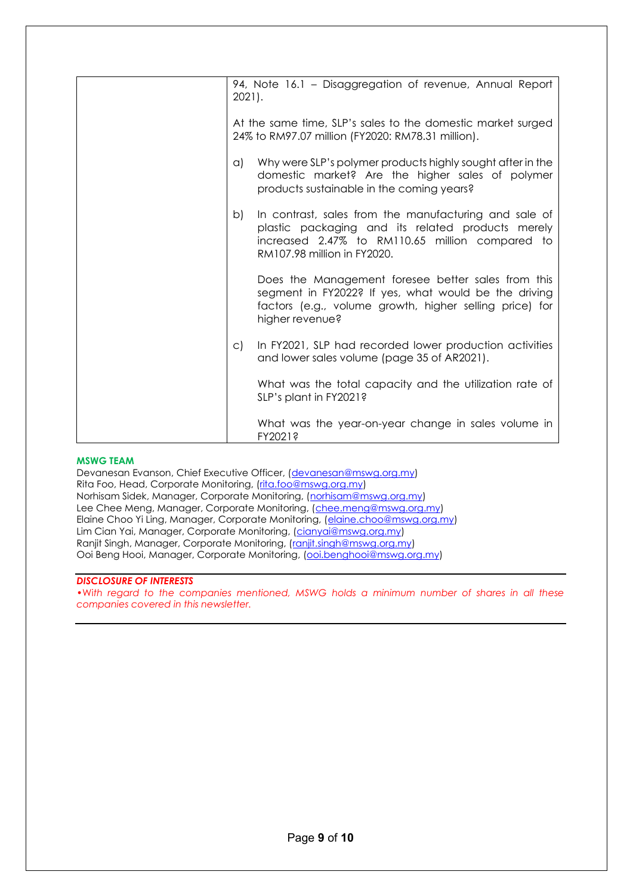| | 94, Note 16.1 – Disaggregation of revenue, Annual Report 2021).<br><br>At the same time, SLP's sales to the domestic market surged 24% to RM97.07 million (FY2020: RM78.31 million).<br><br>a) Why were SLP's polymer products highly sought after in the domestic market? Are the higher sales of polymer products sustainable in the coming years?<br><br>b) In contrast, sales from the manufacturing and sale of plastic packaging and its related products merely increased 2.47% to RM110.65 million compared to RM107.98 million in FY2020.<br><br>Does the Management foresee better sales from this segment in FY2022? If yes, what would be the driving factors (e.g., volume growth, higher selling price) for higher revenue?<br><br>c) In FY2021, SLP had recorded lower production activities and lower sales volume (page 35 of AR2021).<br><br>What was the total capacity and the utilization rate of SLP's plant in FY2021?<br><br>What was the year-on-year change in sales volume in FY2021? |
|---|---|

**MSWG TEAM**

Devanesan Evanson, Chief Executive Officer, (devanesan@mswg.org.my)
Rita Foo, Head, Corporate Monitoring, (rita.foo@mswg.org.my)
Norhisam Sidek, Manager, Corporate Monitoring, (norhisam@mswg.org.my)
Lee Chee Meng, Manager, Corporate Monitoring, (chee.meng@mswg.org.my)
Elaine Choo Yi Ling, Manager, Corporate Monitoring, (elaine.choo@mswg.org.my)
Lim Cian Yai, Manager, Corporate Monitoring, (cianyai@mswg.org.my)
Ranjit Singh, Manager, Corporate Monitoring, (ranjit.singh@mswg.org.my)
Ooi Beng Hooi, Manager, Corporate Monitoring, (ooi.benghooi@mswg.org.my)

***DISCLOSURE OF INTERESTS***

*•With regard to the companies mentioned, MSWG holds a minimum number of shares in all these companies covered in this newsletter.*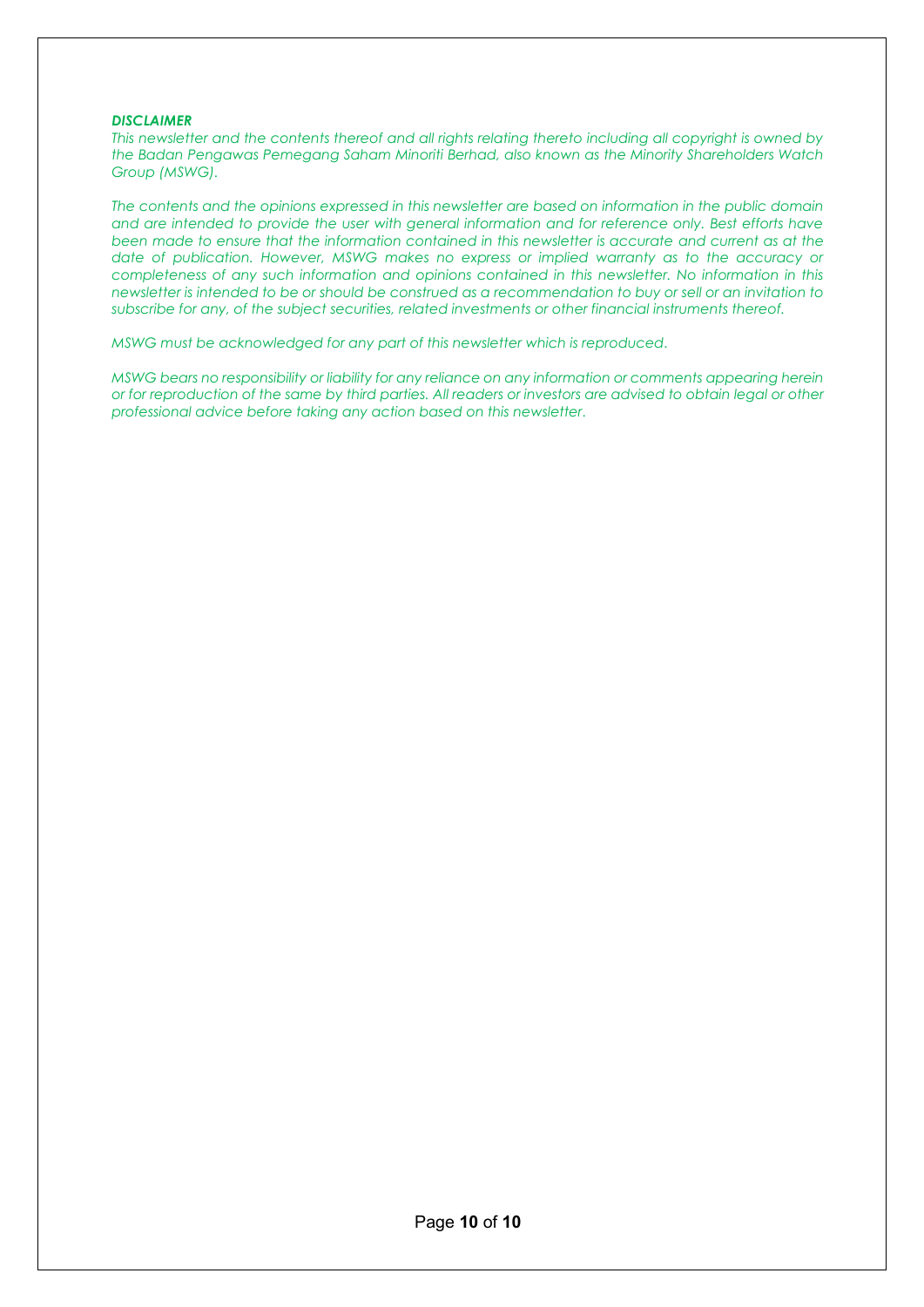***DISCLAIMER***

*This newsletter and the contents thereof and all rights relating thereto including all copyright is owned by the Badan Pengawas Pemegang Saham Minoriti Berhad, also known as the Minority Shareholders Watch Group (MSWG).*

*The contents and the opinions expressed in this newsletter are based on information in the public domain and are intended to provide the user with general information and for reference only. Best efforts have been made to ensure that the information contained in this newsletter is accurate and current as at the date of publication. However, MSWG makes no express or implied warranty as to the accuracy or completeness of any such information and opinions contained in this newsletter. No information in this newsletter is intended to be or should be construed as a recommendation to buy or sell or an invitation to subscribe for any, of the subject securities, related investments or other financial instruments thereof.*

*MSWG must be acknowledged for any part of this newsletter which is reproduced.*

*MSWG bears no responsibility or liability for any reliance on any information or comments appearing herein or for reproduction of the same by third parties. All readers or investors are advised to obtain legal or other professional advice before taking any action based on this newsletter.*